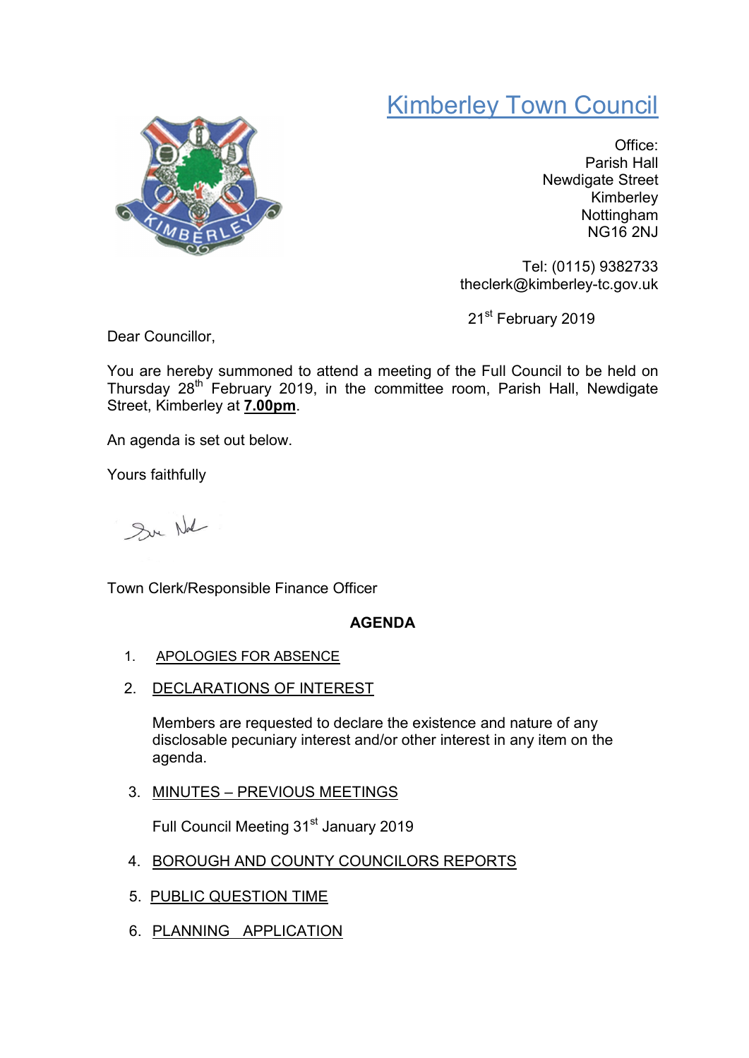# Kimberley Town Council

Office:
Parish Hall
Newdigate Street
Kimberley
Nottingham
NG16 2NJ

Tel: (0115) 9382733
theclerk@kimberley-tc.gov.uk

21st February 2019

Dear Councillor,

You are hereby summoned to attend a meeting of the Full Council to be held on Thursday 28th February 2019, in the committee room, Parish Hall, Newdigate Street, Kimberley at **7.00pm**.

An agenda is set out below.

Yours faithfully

Town Clerk/Responsible Finance Officer

## AGENDA

1. APOLOGIES FOR ABSENCE

2. DECLARATIONS OF INTEREST

   Members are requested to declare the existence and nature of any disclosable pecuniary interest and/or other interest in any item on the agenda.

3. MINUTES – PREVIOUS MEETINGS

   Full Council Meeting 31st January 2019

4. BOROUGH AND COUNTY COUNCILORS REPORTS

5. PUBLIC QUESTION TIME

6. PLANNING APPLICATION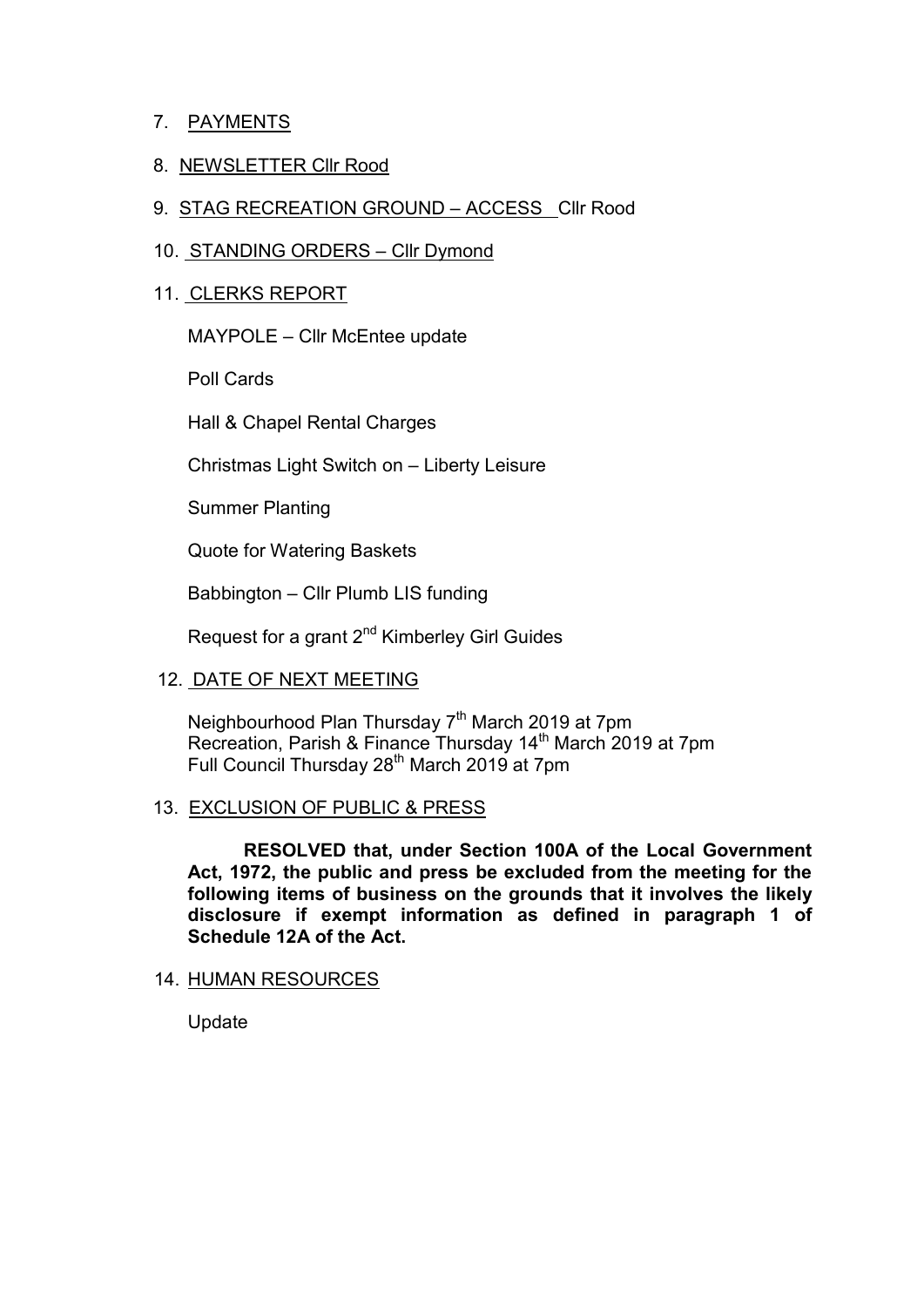7. PAYMENTS

8. NEWSLETTER Cllr Rood

9. STAG RECREATION GROUND – ACCESS Cllr Rood

10. STANDING ORDERS – Cllr Dymond

11. CLERKS REPORT

    MAYPOLE – Cllr McEntee update

    Poll Cards

    Hall & Chapel Rental Charges

    Christmas Light Switch on – Liberty Leisure

    Summer Planting

    Quote for Watering Baskets

    Babbington – Cllr Plumb LIS funding

    Request for a grant 2nd Kimberley Girl Guides

12. DATE OF NEXT MEETING

    Neighbourhood Plan Thursday 7th March 2019 at 7pm
    Recreation, Parish & Finance Thursday 14th March 2019 at 7pm
    Full Council Thursday 28th March 2019 at 7pm

13. EXCLUSION OF PUBLIC & PRESS

    **RESOLVED that, under Section 100A of the Local Government Act, 1972, the public and press be excluded from the meeting for the following items of business on the grounds that it involves the likely disclosure if exempt information as defined in paragraph 1 of Schedule 12A of the Act.**

14. HUMAN RESOURCES

    Update